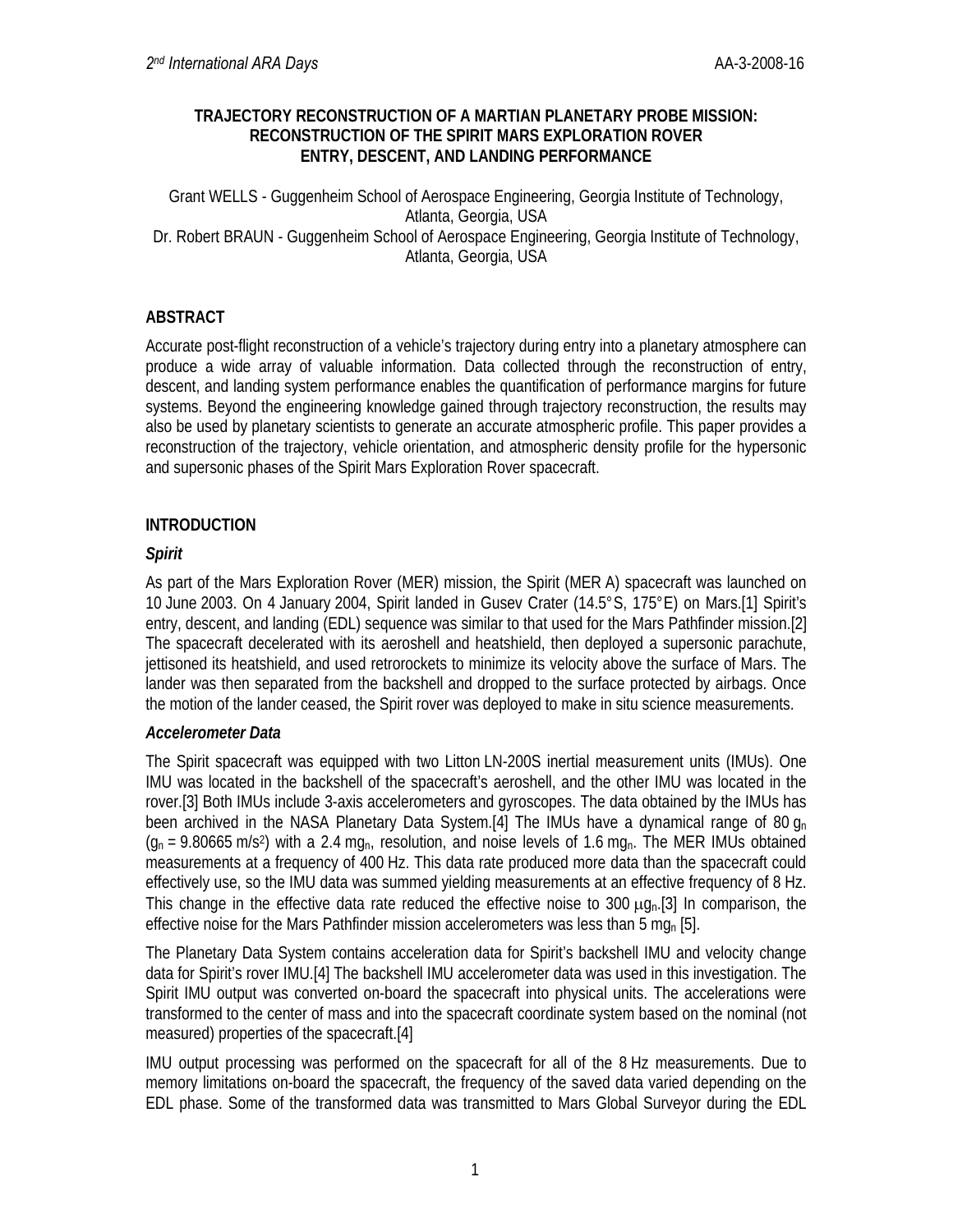# TRAJECTORY RECONSTRUCTION OF A MARTIAN PLANETARY PROBE MISSION: RECONSTRUCTION OF THE SPIRIT MARS EXPLORATION ROVER ENTRY, DESCENT, AND LANDING PERFORMANCE

Grant WELLS - Guggenheim School of Aerospace Engineering, Georgia Institute of Technology, Atlanta, Georgia, USA

Dr. Robert BRAUN - Guggenheim School of Aerospace Engineering, Georgia Institute of Technology, Atlanta, Georgia, USA

## ABSTRACT

Accurate post-flight reconstruction of a vehicle's trajectory during entry into a planetary atmosphere can produce a wide array of valuable information. Data collected through the reconstruction of entry, descent, and landing system performance enables the quantification of performance margins for future systems. Beyond the engineering knowledge gained through trajectory reconstruction, the results may also be used by planetary scientists to generate an accurate atmospheric profile. This paper provides a reconstruction of the trajectory, vehicle orientation, and atmospheric density profile for the hypersonic and supersonic phases of the Spirit Mars Exploration Rover spacecraft.

## INTRODUCTION

### *Spirit*

As part of the Mars Exploration Rover (MER) mission, the Spirit (MER A) spacecraft was launched on 10 June 2003. On 4 January 2004, Spirit landed in Gusev Crater (14.5° S, 175° E) on Mars.[1] Spirit's entry, descent, and landing (EDL) sequence was similar to that used for the Mars Pathfinder mission.[2] The spacecraft decelerated with its aeroshell and heatshield, then deployed a supersonic parachute, jettisoned its heatshield, and used retrorockets to minimize its velocity above the surface of Mars. The lander was then separated from the backshell and dropped to the surface protected by airbags. Once the motion of the lander ceased, the Spirit rover was deployed to make in situ science measurements.

### *Accelerometer Data*

The Spirit spacecraft was equipped with two Litton LN-200S inertial measurement units (IMUs). One IMU was located in the backshell of the spacecraft's aeroshell, and the other IMU was located in the rover.[3] Both IMUs include 3-axis accelerometers and gyroscopes. The data obtained by the IMUs has been archived in the NASA Planetary Data System.[4] The IMUs have a dynamical range of 80 $g_n$ ($g_n$ = 9.80665 m/s$^2$) with a 2.4 m$g_n$, resolution, and noise levels of 1.6 m$g_n$. The MER IMUs obtained measurements at a frequency of 400 Hz. This data rate produced more data than the spacecraft could effectively use, so the IMU data was summed yielding measurements at an effective frequency of 8 Hz. This change in the effective data rate reduced the effective noise to 300 $\mu g_n$.[3] In comparison, the effective noise for the Mars Pathfinder mission accelerometers was less than 5 m$g_n$ [5].

The Planetary Data System contains acceleration data for Spirit's backshell IMU and velocity change data for Spirit's rover IMU.[4] The backshell IMU accelerometer data was used in this investigation. The Spirit IMU output was converted on-board the spacecraft into physical units. The accelerations were transformed to the center of mass and into the spacecraft coordinate system based on the nominal (not measured) properties of the spacecraft.[4]

IMU output processing was performed on the spacecraft for all of the 8 Hz measurements. Due to memory limitations on-board the spacecraft, the frequency of the saved data varied depending on the EDL phase. Some of the transformed data was transmitted to Mars Global Surveyor during the EDL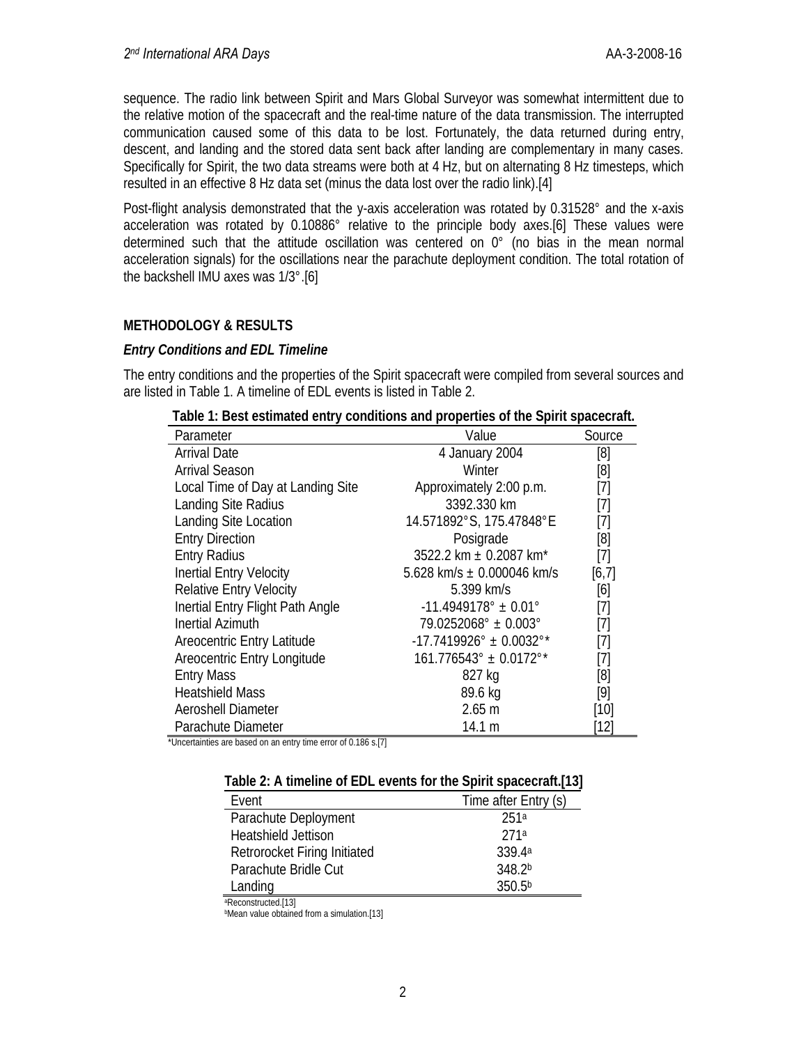sequence. The radio link between Spirit and Mars Global Surveyor was somewhat intermittent due to the relative motion of the spacecraft and the real-time nature of the data transmission. The interrupted communication caused some of this data to be lost. Fortunately, the data returned during entry, descent, and landing and the stored data sent back after landing are complementary in many cases. Specifically for Spirit, the two data streams were both at 4 Hz, but on alternating 8 Hz timesteps, which resulted in an effective 8 Hz data set (minus the data lost over the radio link).[4]

Post-flight analysis demonstrated that the y-axis acceleration was rotated by 0.31528° and the x-axis acceleration was rotated by 0.10886° relative to the principle body axes.[6] These values were determined such that the attitude oscillation was centered on 0° (no bias in the mean normal acceleration signals) for the oscillations near the parachute deployment condition. The total rotation of the backshell IMU axes was 1/3°.[6]

## METHODOLOGY & RESULTS

### *Entry Conditions and EDL Timeline*

The entry conditions and the properties of the Spirit spacecraft were compiled from several sources and are listed in Table 1. A timeline of EDL events is listed in Table 2.

**Table 1: Best estimated entry conditions and properties of the Spirit spacecraft.**

| Parameter | Value | Source |
|---|---|---|
| Arrival Date | 4 January 2004 | [8] |
| Arrival Season | Winter | [8] |
| Local Time of Day at Landing Site | Approximately 2:00 p.m. | [7] |
| Landing Site Radius | 3392.330 km | [7] |
| Landing Site Location | 14.571892°S, 175.47848°E | [7] |
| Entry Direction | Posigrade | [8] |
| Entry Radius | 3522.2 km ± 0.2087 km* | [7] |
| Inertial Entry Velocity | 5.628 km/s ± 0.000046 km/s | [6,7] |
| Relative Entry Velocity | 5.399 km/s | [6] |
| Inertial Entry Flight Path Angle | -11.4949178° ± 0.01° | [7] |
| Inertial Azimuth | 79.0252068° ± 0.003° | [7] |
| Areocentric Entry Latitude | -17.7419926° ± 0.0032°* | [7] |
| Areocentric Entry Longitude | 161.776543° ± 0.0172°* | [7] |
| Entry Mass | 827 kg | [8] |
| Heatshield Mass | 89.6 kg | [9] |
| Aeroshell Diameter | 2.65 m | [10] |
| Parachute Diameter | 14.1 m | [12] |

*Uncertainties are based on an entry time error of 0.186 s.[7]

**Table 2: A timeline of EDL events for the Spirit spacecraft.[13]**

| Event | Time after Entry (s) |
|---|---|
| Parachute Deployment | 251[a] |
| Heatshield Jettison | 271[a] |
| Retrorocket Firing Initiated | 339.4[a] |
| Parachute Bridle Cut | 348.2[b] |
| Landing | 350.5[b] |

[a]Reconstructed.[13]
[b]Mean value obtained from a simulation.[13]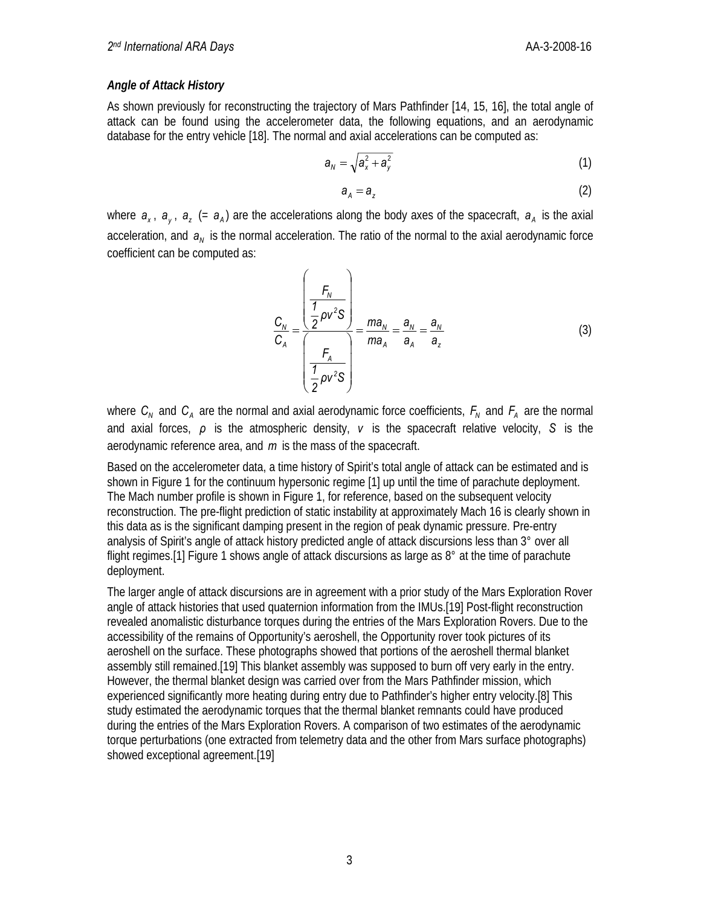### *Angle of Attack History*

As shown previously for reconstructing the trajectory of Mars Pathfinder [14, 15, 16], the total angle of attack can be found using the accelerometer data, the following equations, and an aerodynamic database for the entry vehicle [18]. The normal and axial accelerations can be computed as:

$$a_N = \sqrt{a_x^2 + a_y^2} \tag{1}$$

$$a_A = a_z \tag{2}$$

where $a_x$, $a_y$, $a_z$ (= $a_A$) are the accelerations along the body axes of the spacecraft, $a_A$ is the axial acceleration, and $a_N$ is the normal acceleration. The ratio of the normal to the axial aerodynamic force coefficient can be computed as:

$$\frac{C_N}{C_A} = \frac{\left(\dfrac{F_N}{\dfrac{1}{2}\rho v^2 S}\right)}{\left(\dfrac{F_A}{\dfrac{1}{2}\rho v^2 S}\right)} = \frac{ma_N}{ma_A} = \frac{a_N}{a_A} = \frac{a_N}{a_z} \tag{3}$$

where $C_N$ and $C_A$ are the normal and axial aerodynamic force coefficients, $F_N$ and $F_A$ are the normal and axial forces, $\rho$ is the atmospheric density, $v$ is the spacecraft relative velocity, $S$ is the aerodynamic reference area, and $m$ is the mass of the spacecraft.

Based on the accelerometer data, a time history of Spirit's total angle of attack can be estimated and is shown in Figure 1 for the continuum hypersonic regime [1] up until the time of parachute deployment. The Mach number profile is shown in Figure 1, for reference, based on the subsequent velocity reconstruction. The pre-flight prediction of static instability at approximately Mach 16 is clearly shown in this data as is the significant damping present in the region of peak dynamic pressure. Pre-entry analysis of Spirit's angle of attack history predicted angle of attack discursions less than 3° over all flight regimes.[1] Figure 1 shows angle of attack discursions as large as 8° at the time of parachute deployment.

The larger angle of attack discursions are in agreement with a prior study of the Mars Exploration Rover angle of attack histories that used quaternion information from the IMUs.[19] Post-flight reconstruction revealed anomalistic disturbance torques during the entries of the Mars Exploration Rovers. Due to the accessibility of the remains of Opportunity's aeroshell, the Opportunity rover took pictures of its aeroshell on the surface. These photographs showed that portions of the aeroshell thermal blanket assembly still remained.[19] This blanket assembly was supposed to burn off very early in the entry. However, the thermal blanket design was carried over from the Mars Pathfinder mission, which experienced significantly more heating during entry due to Pathfinder's higher entry velocity.[8] This study estimated the aerodynamic torques that the thermal blanket remnants could have produced during the entries of the Mars Exploration Rovers. A comparison of two estimates of the aerodynamic torque perturbations (one extracted from telemetry data and the other from Mars surface photographs) showed exceptional agreement.[19]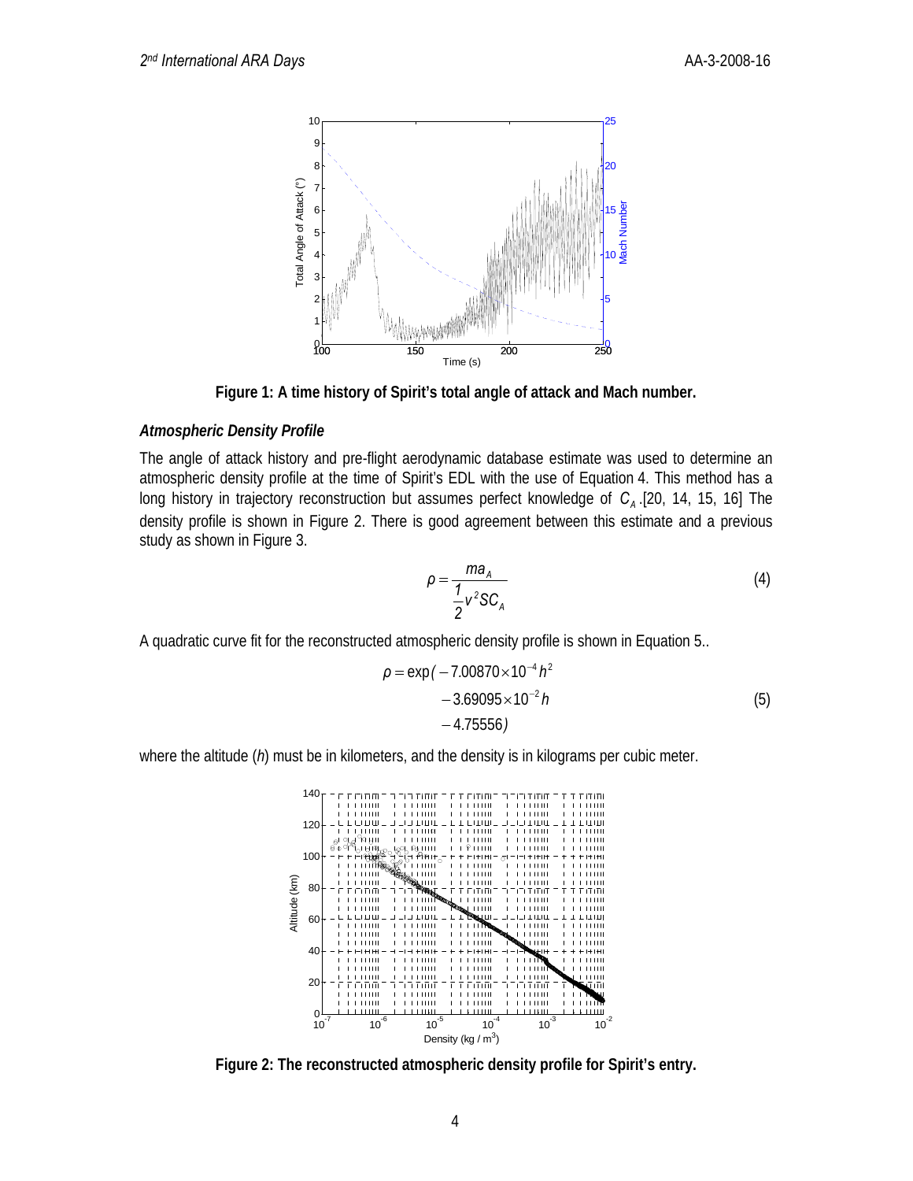Figure 1: A time history of Spirit's total angle of attack and Mach number.

### *Atmospheric Density Profile*

The angle of attack history and pre-flight aerodynamic database estimate was used to determine an atmospheric density profile at the time of Spirit's EDL with the use of Equation 4. This method has a long history in trajectory reconstruction but assumes perfect knowledge of $C_A$.[20, 14, 15, 16] The density profile is shown in Figure 2. There is good agreement between this estimate and a previous study as shown in Figure 3.

$$\rho = \frac{m a_A}{\frac{1}{2} v^2 S C_A} \tag{4}$$

A quadratic curve fit for the reconstructed atmospheric density profile is shown in Equation 5..

$$\begin{aligned} \rho = \exp(&-7.00870 \times 10^{-4} h^2 \\ &-3.69095 \times 10^{-2} h \\ &-4.75556) \end{aligned} \tag{5}$$

where the altitude ($h$) must be in kilometers, and the density is in kilograms per cubic meter.

Figure 2: The reconstructed atmospheric density profile for Spirit's entry.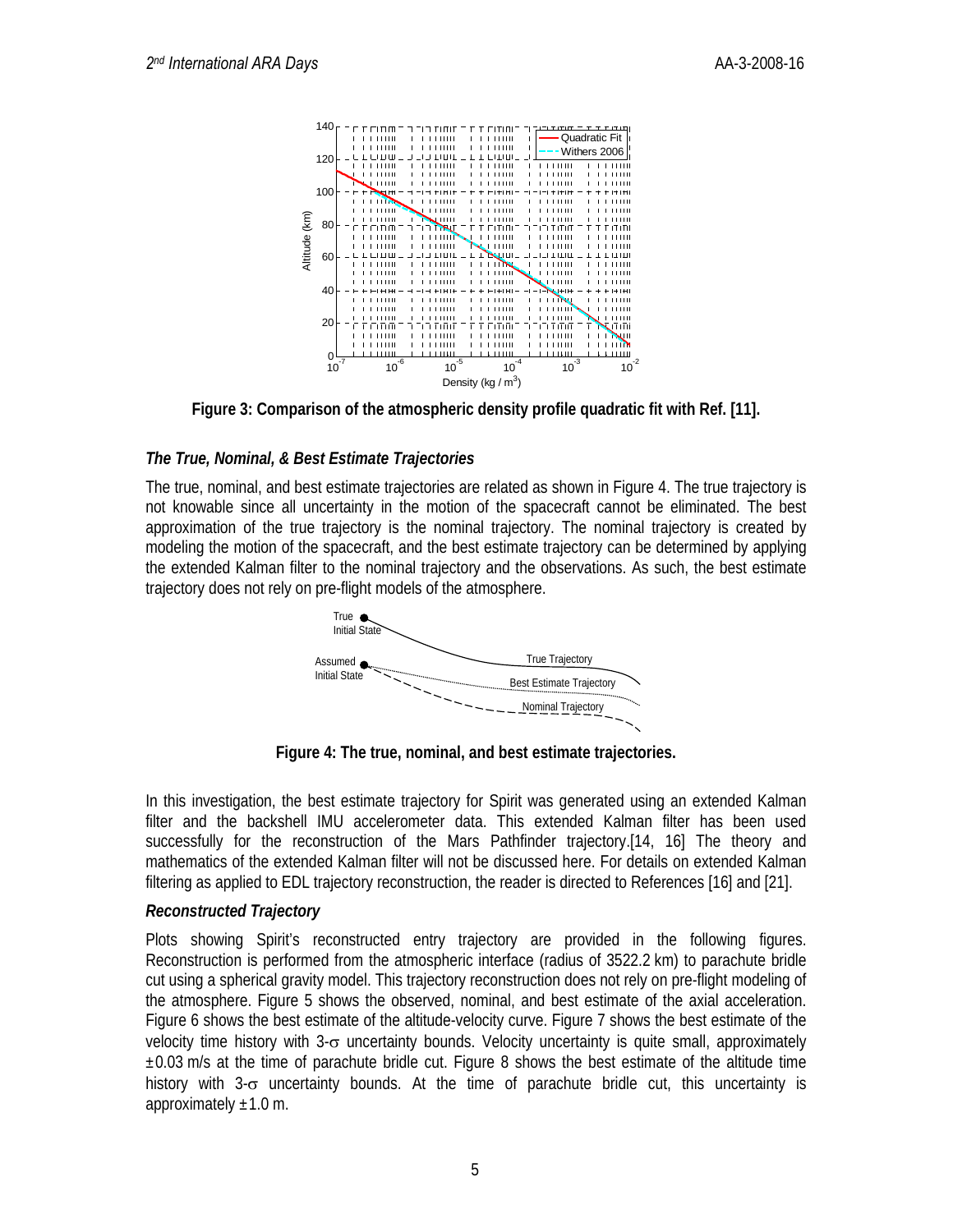**Figure 3: Comparison of the atmospheric density profile quadratic fit with Ref. [11].**

### *The True, Nominal, & Best Estimate Trajectories*

The true, nominal, and best estimate trajectories are related as shown in Figure 4. The true trajectory is not knowable since all uncertainty in the motion of the spacecraft cannot be eliminated. The best approximation of the true trajectory is the nominal trajectory. The nominal trajectory is created by modeling the motion of the spacecraft, and the best estimate trajectory can be determined by applying the extended Kalman filter to the nominal trajectory and the observations. As such, the best estimate trajectory does not rely on pre-flight models of the atmosphere.

**Figure 4: The true, nominal, and best estimate trajectories.**

In this investigation, the best estimate trajectory for Spirit was generated using an extended Kalman filter and the backshell IMU accelerometer data. This extended Kalman filter has been used successfully for the reconstruction of the Mars Pathfinder trajectory.[14, 16] The theory and mathematics of the extended Kalman filter will not be discussed here. For details on extended Kalman filtering as applied to EDL trajectory reconstruction, the reader is directed to References [16] and [21].

### *Reconstructed Trajectory*

Plots showing Spirit's reconstructed entry trajectory are provided in the following figures. Reconstruction is performed from the atmospheric interface (radius of 3522.2 km) to parachute bridle cut using a spherical gravity model. This trajectory reconstruction does not rely on pre-flight modeling of the atmosphere. Figure 5 shows the observed, nominal, and best estimate of the axial acceleration. Figure 6 shows the best estimate of the altitude-velocity curve. Figure 7 shows the best estimate of the velocity time history with 3-$\sigma$ uncertainty bounds. Velocity uncertainty is quite small, approximately $\pm 0.03$ m/s at the time of parachute bridle cut. Figure 8 shows the best estimate of the altitude time history with 3-$\sigma$ uncertainty bounds. At the time of parachute bridle cut, this uncertainty is approximately $\pm 1.0$ m.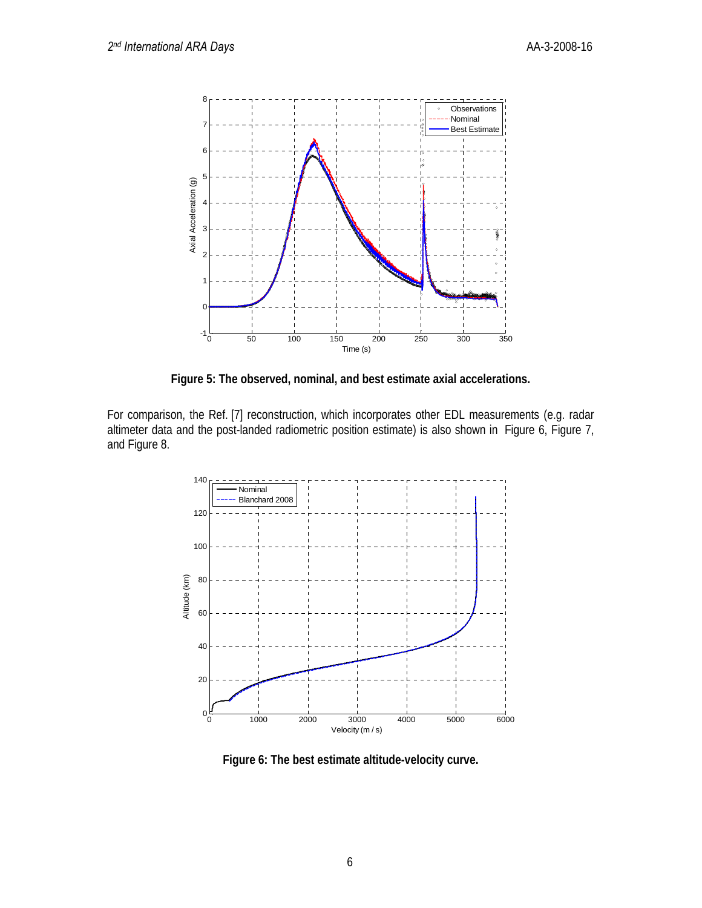**Figure 5: The observed, nominal, and best estimate axial accelerations.**

For comparison, the Ref. [7] reconstruction, which incorporates other EDL measurements (e.g. radar altimeter data and the post-landed radiometric position estimate) is also shown in Figure 6, Figure 7, and Figure 8.

**Figure 6: The best estimate altitude-velocity curve.**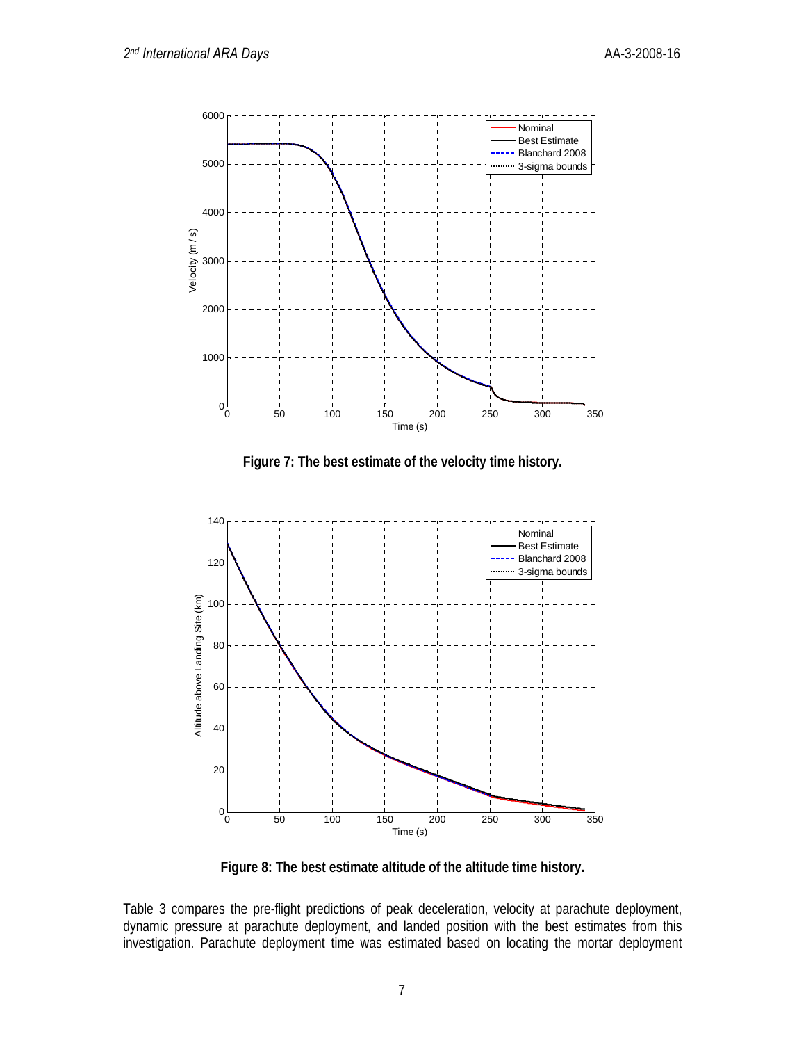Figure 7: The best estimate of the velocity time history.

Figure 8: The best estimate altitude of the altitude time history.

Table 3 compares the pre-flight predictions of peak deceleration, velocity at parachute deployment, dynamic pressure at parachute deployment, and landed position with the best estimates from this investigation. Parachute deployment time was estimated based on locating the mortar deployment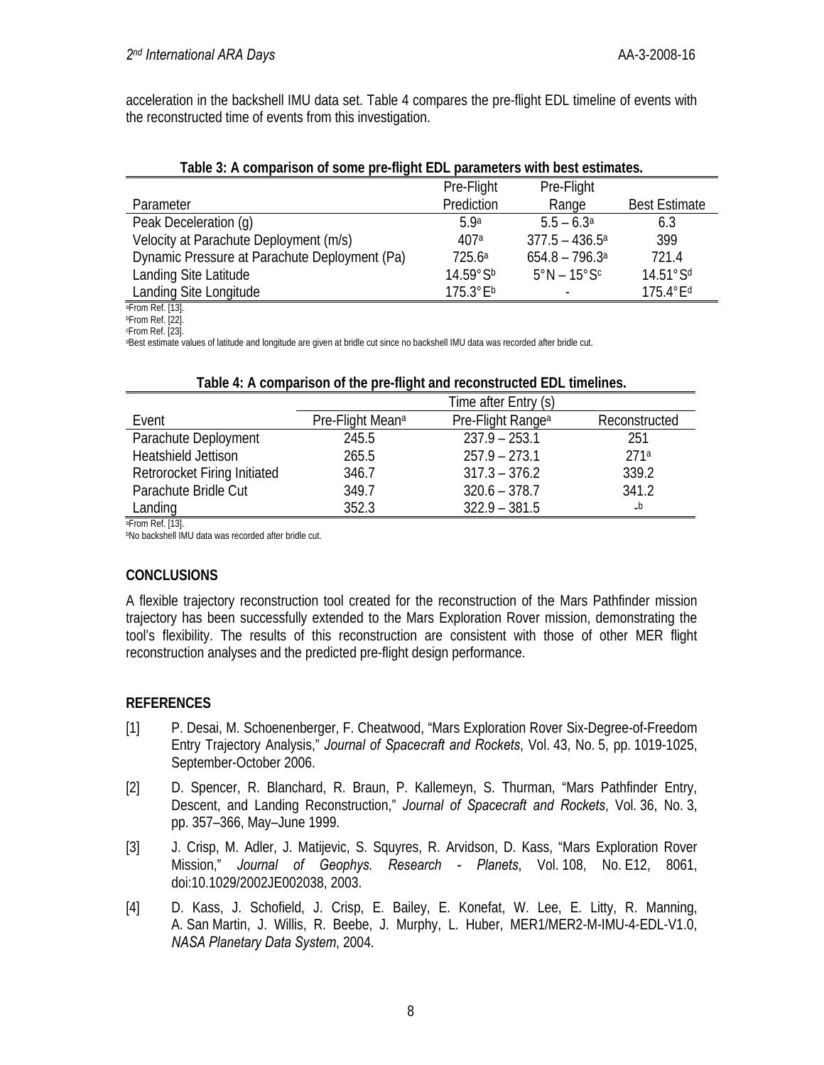acceleration in the backshell IMU data set. Table 4 compares the pre-flight EDL timeline of events with the reconstructed time of events from this investigation.

**Table 3: A comparison of some pre-flight EDL parameters with best estimates.**

| Parameter | Pre-Flight Prediction | Pre-Flight Range | Best Estimate |
|---|---|---|---|
| Peak Deceleration (g) | 5.9[a] | 5.5 – 6.3[a] | 6.3 |
| Velocity at Parachute Deployment (m/s) | 407[a] | 377.5 – 436.5[a] | 399 |
| Dynamic Pressure at Parachute Deployment (Pa) | 725.6[a] | 654.8 – 796.3[a] | 721.4 |
| Landing Site Latitude | 14.59°S[b] | 5°N – 15°S[c] | 14.51°S[d] |
| Landing Site Longitude | 175.3°E[b] | - | 175.4°E[d] |

[a]From Ref. [13].
[b]From Ref. [22].
[c]From Ref. [23].
[d]Best estimate values of latitude and longitude are given at bridle cut since no backshell IMU data was recorded after bridle cut.

**Table 4: A comparison of the pre-flight and reconstructed EDL timelines.**

| | Time after Entry (s) | | |
|---|---|---|---|
| Event | Pre-Flight Mean[a] | Pre-Flight Range[a] | Reconstructed |
| Parachute Deployment | 245.5 | 237.9 – 253.1 | 251 |
| Heatshield Jettison | 265.5 | 257.9 – 273.1 | 271[a] |
| Retrorocket Firing Initiated | 346.7 | 317.3 – 376.2 | 339.2 |
| Parachute Bridle Cut | 349.7 | 320.6 – 378.7 | 341.2 |
| Landing | 352.3 | 322.9 – 381.5 | -[b] |

[a]From Ref. [13].
[b]No backshell IMU data was recorded after bridle cut.

## CONCLUSIONS

A flexible trajectory reconstruction tool created for the reconstruction of the Mars Pathfinder mission trajectory has been successfully extended to the Mars Exploration Rover mission, demonstrating the tool's flexibility. The results of this reconstruction are consistent with those of other MER flight reconstruction analyses and the predicted pre-flight design performance.

## REFERENCES

[1] P. Desai, M. Schoenenberger, F. Cheatwood, "Mars Exploration Rover Six-Degree-of-Freedom Entry Trajectory Analysis," *Journal of Spacecraft and Rockets*, Vol. 43, No. 5, pp. 1019-1025, September-October 2006.

[2] D. Spencer, R. Blanchard, R. Braun, P. Kallemeyn, S. Thurman, "Mars Pathfinder Entry, Descent, and Landing Reconstruction," *Journal of Spacecraft and Rockets*, Vol. 36, No. 3, pp. 357–366, May–June 1999.

[3] J. Crisp, M. Adler, J. Matijevic, S. Squyres, R. Arvidson, D. Kass, "Mars Exploration Rover Mission," *Journal of Geophys. Research - Planets*, Vol. 108, No. E12, 8061, doi:10.1029/2002JE002038, 2003.

[4] D. Kass, J. Schofield, J. Crisp, E. Bailey, E. Konefat, W. Lee, E. Litty, R. Manning, A. San Martin, J. Willis, R. Beebe, J. Murphy, L. Huber, MER1/MER2-M-IMU-4-EDL-V1.0, *NASA Planetary Data System*, 2004.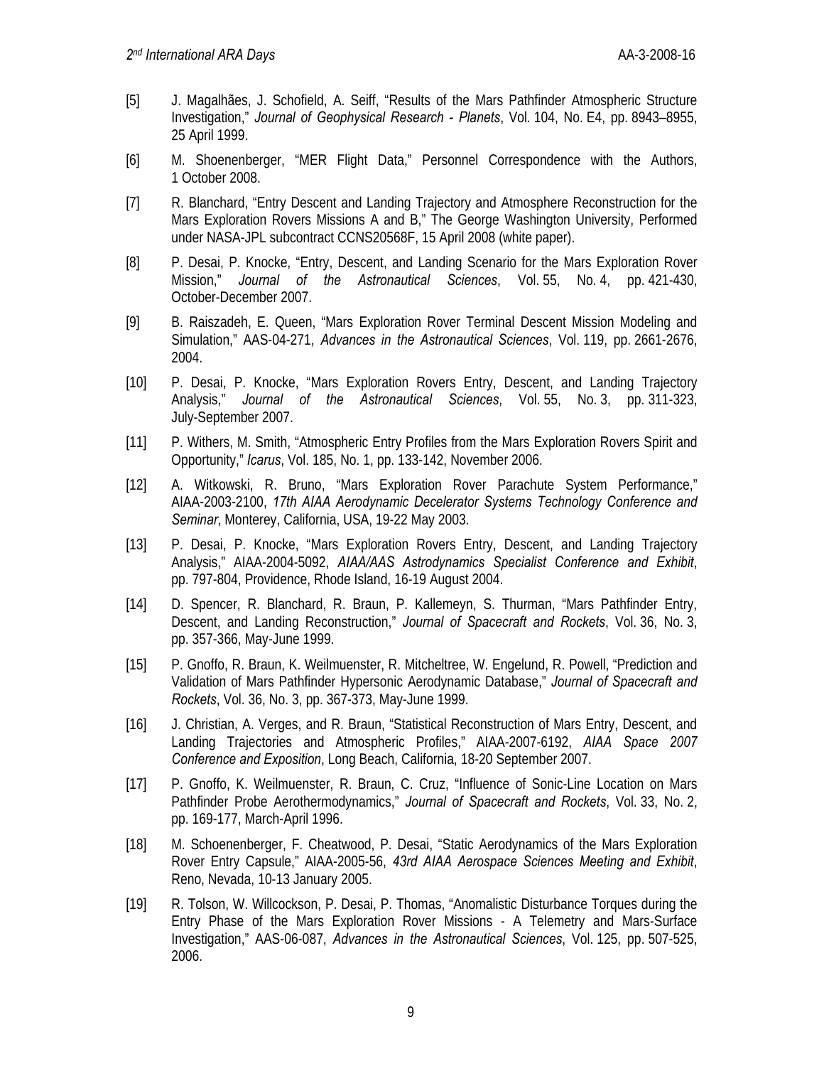[5] J. Magalhães, J. Schofield, A. Seiff, "Results of the Mars Pathfinder Atmospheric Structure Investigation," *Journal of Geophysical Research - Planets*, Vol. 104, No. E4, pp. 8943–8955, 25 April 1999.

[6] M. Shoenenberger, "MER Flight Data," Personnel Correspondence with the Authors, 1 October 2008.

[7] R. Blanchard, "Entry Descent and Landing Trajectory and Atmosphere Reconstruction for the Mars Exploration Rovers Missions A and B," The George Washington University, Performed under NASA-JPL subcontract CCNS20568F, 15 April 2008 (white paper).

[8] P. Desai, P. Knocke, "Entry, Descent, and Landing Scenario for the Mars Exploration Rover Mission," *Journal of the Astronautical Sciences*, Vol. 55, No. 4, pp. 421-430, October-December 2007.

[9] B. Raiszadeh, E. Queen, "Mars Exploration Rover Terminal Descent Mission Modeling and Simulation," AAS-04-271, *Advances in the Astronautical Sciences*, Vol. 119, pp. 2661-2676, 2004.

[10] P. Desai, P. Knocke, "Mars Exploration Rovers Entry, Descent, and Landing Trajectory Analysis," *Journal of the Astronautical Sciences*, Vol. 55, No. 3, pp. 311-323, July-September 2007.

[11] P. Withers, M. Smith, "Atmospheric Entry Profiles from the Mars Exploration Rovers Spirit and Opportunity," *Icarus*, Vol. 185, No. 1, pp. 133-142, November 2006.

[12] A. Witkowski, R. Bruno, "Mars Exploration Rover Parachute System Performance," AIAA-2003-2100, *17th AIAA Aerodynamic Decelerator Systems Technology Conference and Seminar*, Monterey, California, USA, 19-22 May 2003.

[13] P. Desai, P. Knocke, "Mars Exploration Rovers Entry, Descent, and Landing Trajectory Analysis," AIAA-2004-5092, *AIAA/AAS Astrodynamics Specialist Conference and Exhibit*, pp. 797-804, Providence, Rhode Island, 16-19 August 2004.

[14] D. Spencer, R. Blanchard, R. Braun, P. Kallemeyn, S. Thurman, "Mars Pathfinder Entry, Descent, and Landing Reconstruction," *Journal of Spacecraft and Rockets*, Vol. 36, No. 3, pp. 357-366, May-June 1999.

[15] P. Gnoffo, R. Braun, K. Weilmuenster, R. Mitcheltree, W. Engelund, R. Powell, "Prediction and Validation of Mars Pathfinder Hypersonic Aerodynamic Database," *Journal of Spacecraft and Rockets*, Vol. 36, No. 3, pp. 367-373, May-June 1999.

[16] J. Christian, A. Verges, and R. Braun, "Statistical Reconstruction of Mars Entry, Descent, and Landing Trajectories and Atmospheric Profiles," AIAA-2007-6192, *AIAA Space 2007 Conference and Exposition*, Long Beach, California, 18-20 September 2007.

[17] P. Gnoffo, K. Weilmuenster, R. Braun, C. Cruz, "Influence of Sonic-Line Location on Mars Pathfinder Probe Aerothermodynamics," *Journal of Spacecraft and Rockets*, Vol. 33, No. 2, pp. 169-177, March-April 1996.

[18] M. Schoenenberger, F. Cheatwood, P. Desai, "Static Aerodynamics of the Mars Exploration Rover Entry Capsule," AIAA-2005-56, *43rd AIAA Aerospace Sciences Meeting and Exhibit*, Reno, Nevada, 10-13 January 2005.

[19] R. Tolson, W. Willcockson, P. Desai, P. Thomas, "Anomalistic Disturbance Torques during the Entry Phase of the Mars Exploration Rover Missions - A Telemetry and Mars-Surface Investigation," AAS-06-087, *Advances in the Astronautical Sciences*, Vol. 125, pp. 507-525, 2006.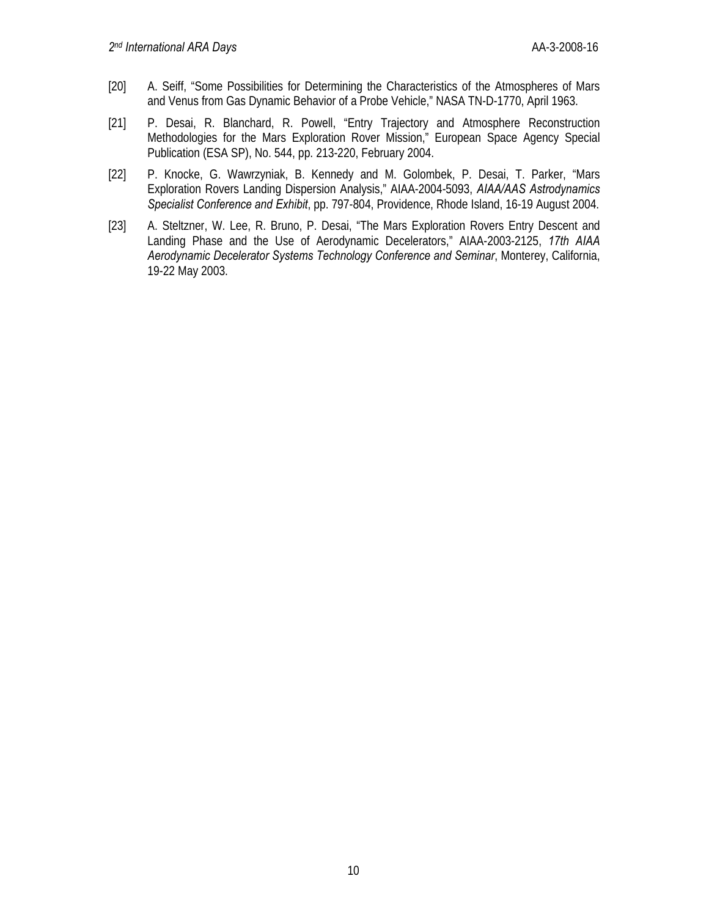[20] A. Seiff, "Some Possibilities for Determining the Characteristics of the Atmospheres of Mars and Venus from Gas Dynamic Behavior of a Probe Vehicle," NASA TN-D-1770, April 1963.

[21] P. Desai, R. Blanchard, R. Powell, "Entry Trajectory and Atmosphere Reconstruction Methodologies for the Mars Exploration Rover Mission," European Space Agency Special Publication (ESA SP), No. 544, pp. 213-220, February 2004.

[22] P. Knocke, G. Wawrzyniak, B. Kennedy and M. Golombek, P. Desai, T. Parker, "Mars Exploration Rovers Landing Dispersion Analysis," AIAA-2004-5093, *AIAA/AAS Astrodynamics Specialist Conference and Exhibit*, pp. 797-804, Providence, Rhode Island, 16-19 August 2004.

[23] A. Steltzner, W. Lee, R. Bruno, P. Desai, "The Mars Exploration Rovers Entry Descent and Landing Phase and the Use of Aerodynamic Decelerators," AIAA-2003-2125, *17th AIAA Aerodynamic Decelerator Systems Technology Conference and Seminar*, Monterey, California, 19-22 May 2003.